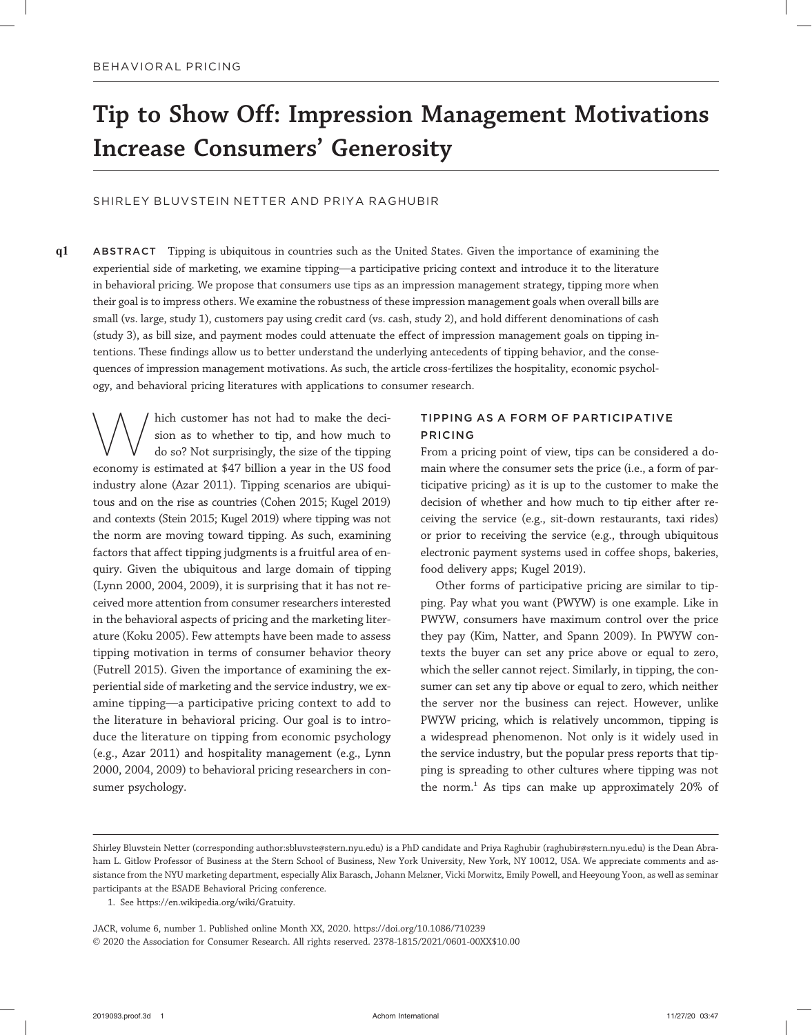BEHAVIORAL PRICING

# Tip to Show Off: Impression Management Motivations Increase Consumers' Generosity

SHIRLEY BLUVSTEIN NETTER AND PRIYA RAGHUBIR

**ABSTRACT** Tipping is ubiquitous in countries such as the United States. Given the importance of examining the experiential side of marketing, we examine tipping—a participative pricing context and introduce it to the literature in behavioral pricing. We propose that consumers use tips as an impression management strategy, tipping more when their goal is to impress others. We examine the robustness of these impression management goals when overall bills are small (vs. large, study 1), customers pay using credit card (vs. cash, study 2), and hold different denominations of cash (study 3), as bill size, and payment modes could attenuate the effect of impression management goals on tipping intentions. These findings allow us to better understand the underlying antecedents of tipping behavior, and the consequences of impression management motivations. As such, the article cross-fertilizes the hospitality, economic psychology, and behavioral pricing literatures with applications to consumer research.

Which customer has not had to make the decision as to whether to tip, and how much to do so? Not surprisingly, the size of the tipping economy is estimated at $47 billion a year in the US food industry alone (Azar 2011). Tipping scenarios are ubiquitous and on the rise as countries (Cohen 2015; Kugel 2019) and contexts (Stein 2015; Kugel 2019) where tipping was not the norm are moving toward tipping. As such, examining factors that affect tipping judgments is a fruitful area of enquiry. Given the ubiquitous and large domain of tipping (Lynn 2000, 2004, 2009), it is surprising that it has not received more attention from consumer researchers interested in the behavioral aspects of pricing and the marketing literature (Koku 2005). Few attempts have been made to assess tipping motivation in terms of consumer behavior theory (Futrell 2015). Given the importance of examining the experiential side of marketing and the service industry, we examine tipping—a participative pricing context to add to the literature in behavioral pricing. Our goal is to introduce the literature on tipping from economic psychology (e.g., Azar 2011) and hospitality management (e.g., Lynn 2000, 2004, 2009) to behavioral pricing researchers in consumer psychology.

## TIPPING AS A FORM OF PARTICIPATIVE PRICING

From a pricing point of view, tips can be considered a domain where the consumer sets the price (i.e., a form of participative pricing) as it is up to the customer to make the decision of whether and how much to tip either after receiving the service (e.g., sit-down restaurants, taxi rides) or prior to receiving the service (e.g., through ubiquitous electronic payment systems used in coffee shops, bakeries, food delivery apps; Kugel 2019).

Other forms of participative pricing are similar to tipping. Pay what you want (PWYW) is one example. Like in PWYW, consumers have maximum control over the price they pay (Kim, Natter, and Spann 2009). In PWYW contexts the buyer can set any price above or equal to zero, which the seller cannot reject. Similarly, in tipping, the consumer can set any tip above or equal to zero, which neither the server nor the business can reject. However, unlike PWYW pricing, which is relatively uncommon, tipping is a widespread phenomenon. Not only is it widely used in the service industry, but the popular press reports that tipping is spreading to other cultures where tipping was not the norm.[1] As tips can make up approximately 20% of

Shirley Bluvstein Netter (corresponding author:sbluvste@stern.nyu.edu) is a PhD candidate and Priya Raghubir (raghubir@stern.nyu.edu) is the Dean Abraham L. Gitlow Professor of Business at the Stern School of Business, New York University, New York, NY 10012, USA. We appreciate comments and assistance from the NYU marketing department, especially Alix Barasch, Johann Melzner, Vicki Morwitz, Emily Powell, and Heeyoung Yoon, as well as seminar participants at the ESADE Behavioral Pricing conference.

1. See https://en.wikipedia.org/wiki/Gratuity.

JACR, volume 6, number 1. Published online Month XX, 2020. https://doi.org/10.1086/710239
© 2020 the Association for Consumer Research. All rights reserved. 2378-1815/2021/0601-00XX$10.00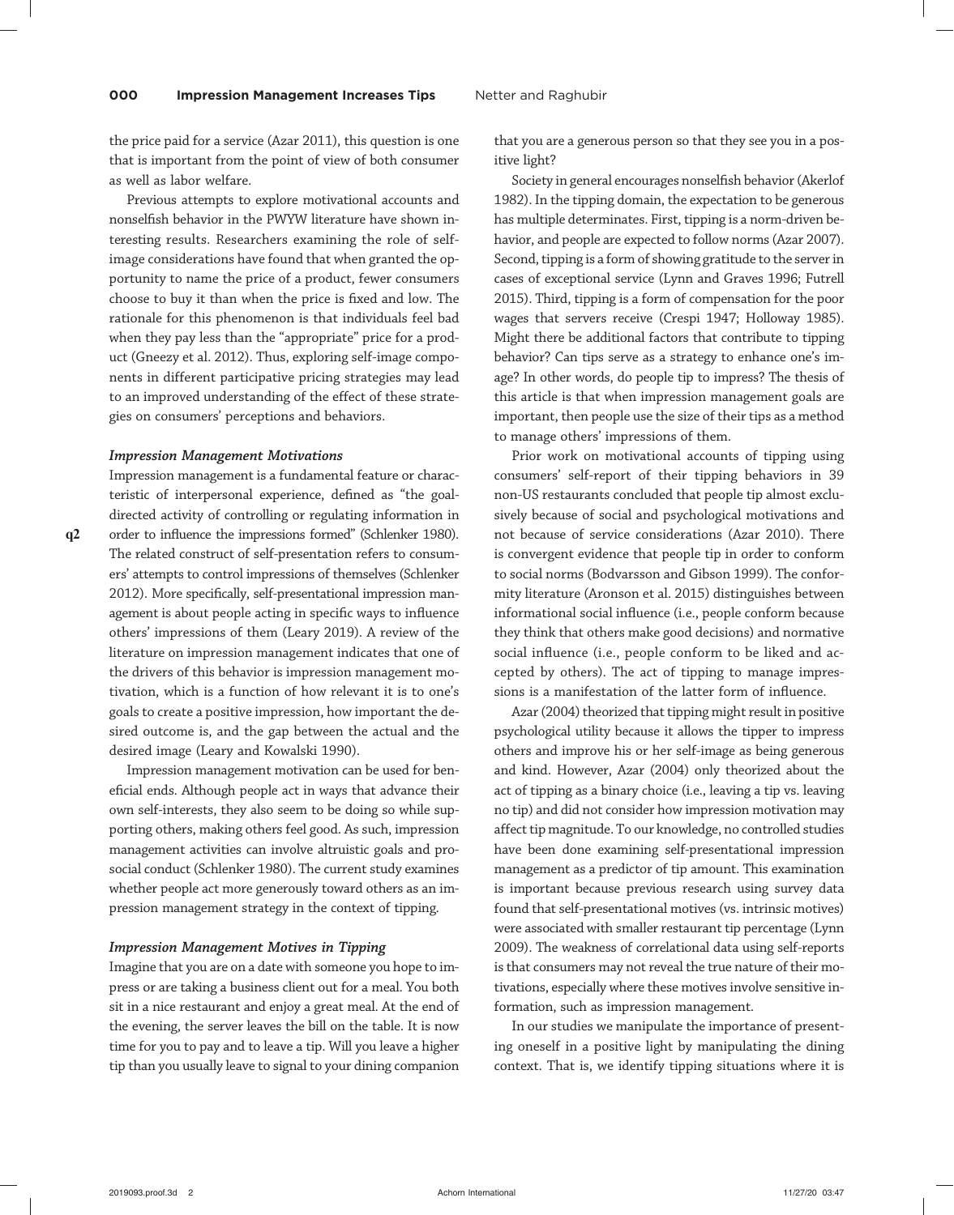the price paid for a service (Azar 2011), this question is one that is important from the point of view of both consumer as well as labor welfare.

Previous attempts to explore motivational accounts and nonselfish behavior in the PWYW literature have shown interesting results. Researchers examining the role of self-image considerations have found that when granted the opportunity to name the price of a product, fewer consumers choose to buy it than when the price is fixed and low. The rationale for this phenomenon is that individuals feel bad when they pay less than the "appropriate" price for a product (Gneezy et al. 2012). Thus, exploring self-image components in different participative pricing strategies may lead to an improved understanding of the effect of these strategies on consumers' perceptions and behaviors.

### *Impression Management Motivations*

Impression management is a fundamental feature or characteristic of interpersonal experience, defined as "the goal-directed activity of controlling or regulating information in order to influence the impressions formed" (Schlenker 1980). The related construct of self-presentation refers to consumers' attempts to control impressions of themselves (Schlenker 2012). More specifically, self-presentational impression management is about people acting in specific ways to influence others' impressions of them (Leary 2019). A review of the literature on impression management indicates that one of the drivers of this behavior is impression management motivation, which is a function of how relevant it is to one's goals to create a positive impression, how important the desired outcome is, and the gap between the actual and the desired image (Leary and Kowalski 1990).

Impression management motivation can be used for beneficial ends. Although people act in ways that advance their own self-interests, they also seem to be doing so while supporting others, making others feel good. As such, impression management activities can involve altruistic goals and prosocial conduct (Schlenker 1980). The current study examines whether people act more generously toward others as an impression management strategy in the context of tipping.

### *Impression Management Motives in Tipping*

Imagine that you are on a date with someone you hope to impress or are taking a business client out for a meal. You both sit in a nice restaurant and enjoy a great meal. At the end of the evening, the server leaves the bill on the table. It is now time for you to pay and to leave a tip. Will you leave a higher tip than you usually leave to signal to your dining companion that you are a generous person so that they see you in a positive light?

Society in general encourages nonselfish behavior (Akerlof 1982). In the tipping domain, the expectation to be generous has multiple determinates. First, tipping is a norm-driven behavior, and people are expected to follow norms (Azar 2007). Second, tipping is a form of showing gratitude to the server in cases of exceptional service (Lynn and Graves 1996; Futrell 2015). Third, tipping is a form of compensation for the poor wages that servers receive (Crespi 1947; Holloway 1985). Might there be additional factors that contribute to tipping behavior? Can tips serve as a strategy to enhance one's image? In other words, do people tip to impress? The thesis of this article is that when impression management goals are important, then people use the size of their tips as a method to manage others' impressions of them.

Prior work on motivational accounts of tipping using consumers' self-report of their tipping behaviors in 39 non-US restaurants concluded that people tip almost exclusively because of social and psychological motivations and not because of service considerations (Azar 2010). There is convergent evidence that people tip in order to conform to social norms (Bodvarsson and Gibson 1999). The conformity literature (Aronson et al. 2015) distinguishes between informational social influence (i.e., people conform because they think that others make good decisions) and normative social influence (i.e., people conform to be liked and accepted by others). The act of tipping to manage impressions is a manifestation of the latter form of influence.

Azar (2004) theorized that tipping might result in positive psychological utility because it allows the tipper to impress others and improve his or her self-image as being generous and kind. However, Azar (2004) only theorized about the act of tipping as a binary choice (i.e., leaving a tip vs. leaving no tip) and did not consider how impression motivation may affect tip magnitude. To our knowledge, no controlled studies have been done examining self-presentational impression management as a predictor of tip amount. This examination is important because previous research using survey data found that self-presentational motives (vs. intrinsic motives) were associated with smaller restaurant tip percentage (Lynn 2009). The weakness of correlational data using self-reports is that consumers may not reveal the true nature of their motivations, especially where these motives involve sensitive information, such as impression management.

In our studies we manipulate the importance of presenting oneself in a positive light by manipulating the dining context. That is, we identify tipping situations where it is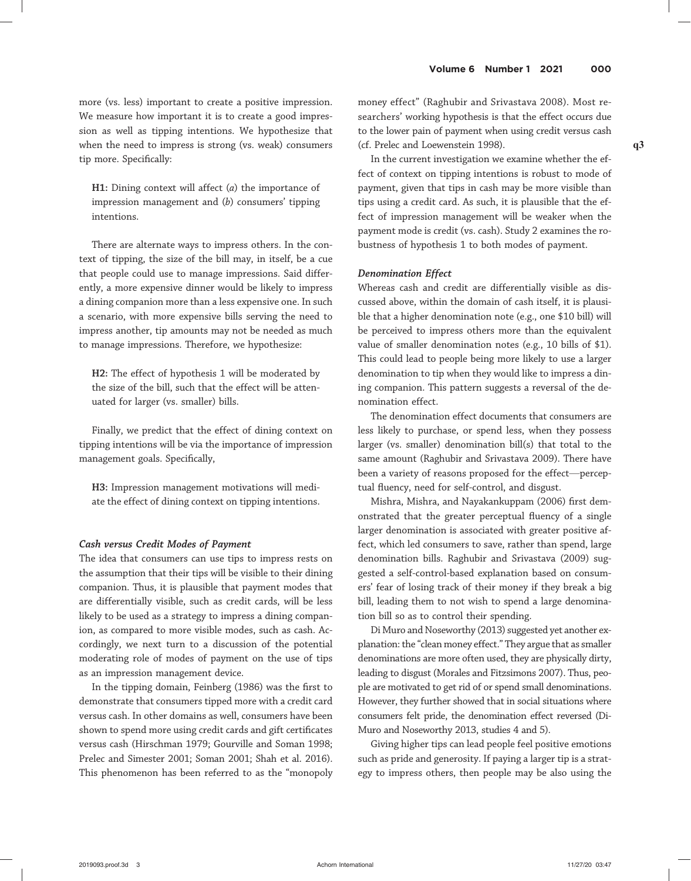more (vs. less) important to create a positive impression. We measure how important it is to create a good impression as well as tipping intentions. We hypothesize that when the need to impress is strong (vs. weak) consumers tip more. Specifically:

> **H1:** Dining context will affect (*a*) the importance of impression management and (*b*) consumers' tipping intentions.

There are alternate ways to impress others. In the context of tipping, the size of the bill may, in itself, be a cue that people could use to manage impressions. Said differently, a more expensive dinner would be likely to impress a dining companion more than a less expensive one. In such a scenario, with more expensive bills serving the need to impress another, tip amounts may not be needed as much to manage impressions. Therefore, we hypothesize:

> **H2:** The effect of hypothesis 1 will be moderated by the size of the bill, such that the effect will be attenuated for larger (vs. smaller) bills.

Finally, we predict that the effect of dining context on tipping intentions will be via the importance of impression management goals. Specifically,

> **H3:** Impression management motivations will mediate the effect of dining context on tipping intentions.

### *Cash versus Credit Modes of Payment*

The idea that consumers can use tips to impress rests on the assumption that their tips will be visible to their dining companion. Thus, it is plausible that payment modes that are differentially visible, such as credit cards, will be less likely to be used as a strategy to impress a dining companion, as compared to more visible modes, such as cash. Accordingly, we next turn to a discussion of the potential moderating role of modes of payment on the use of tips as an impression management device.

In the tipping domain, Feinberg (1986) was the first to demonstrate that consumers tipped more with a credit card versus cash. In other domains as well, consumers have been shown to spend more using credit cards and gift certificates versus cash (Hirschman 1979; Gourville and Soman 1998; Prelec and Simester 2001; Soman 2001; Shah et al. 2016). This phenomenon has been referred to as the "monopoly money effect" (Raghubir and Srivastava 2008). Most researchers' working hypothesis is that the effect occurs due to the lower pain of payment when using credit versus cash (cf. Prelec and Loewenstein 1998).

In the current investigation we examine whether the effect of context on tipping intentions is robust to mode of payment, given that tips in cash may be more visible than tips using a credit card. As such, it is plausible that the effect of impression management will be weaker when the payment mode is credit (vs. cash). Study 2 examines the robustness of hypothesis 1 to both modes of payment.

### *Denomination Effect*

Whereas cash and credit are differentially visible as discussed above, within the domain of cash itself, it is plausible that a higher denomination note (e.g., one $10 bill) will be perceived to impress others more than the equivalent value of smaller denomination notes (e.g., 10 bills of $1). This could lead to people being more likely to use a larger denomination to tip when they would like to impress a dining companion. This pattern suggests a reversal of the denomination effect.

The denomination effect documents that consumers are less likely to purchase, or spend less, when they possess larger (vs. smaller) denomination bill(s) that total to the same amount (Raghubir and Srivastava 2009). There have been a variety of reasons proposed for the effect—perceptual fluency, need for self-control, and disgust.

Mishra, Mishra, and Nayakankuppam (2006) first demonstrated that the greater perceptual fluency of a single larger denomination is associated with greater positive affect, which led consumers to save, rather than spend, large denomination bills. Raghubir and Srivastava (2009) suggested a self-control-based explanation based on consumers' fear of losing track of their money if they break a big bill, leading them to not wish to spend a large denomination bill so as to control their spending.

Di Muro and Noseworthy (2013) suggested yet another explanation: the "clean money effect." They argue that as smaller denominations are more often used, they are physically dirty, leading to disgust (Morales and Fitzsimons 2007). Thus, people are motivated to get rid of or spend small denominations. However, they further showed that in social situations where consumers felt pride, the denomination effect reversed (Di-Muro and Noseworthy 2013, studies 4 and 5).

Giving higher tips can lead people feel positive emotions such as pride and generosity. If paying a larger tip is a strategy to impress others, then people may be also using the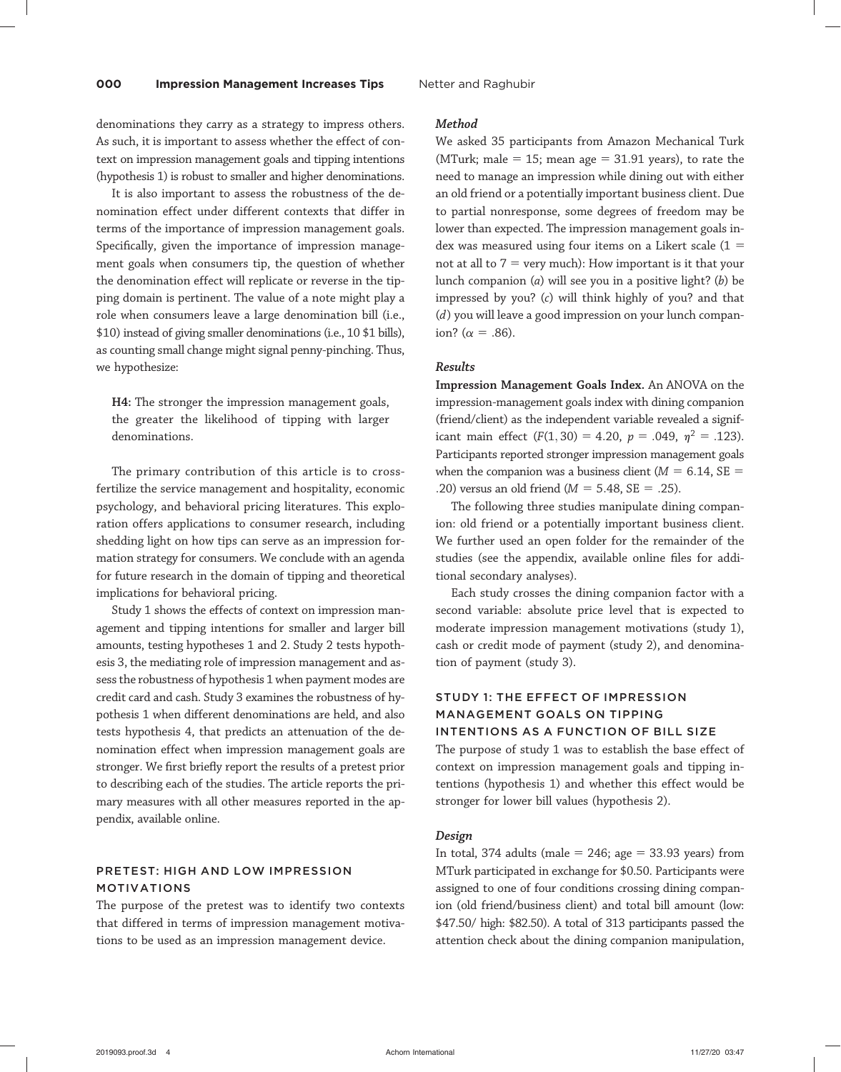denominations they carry as a strategy to impress others. As such, it is important to assess whether the effect of context on impression management goals and tipping intentions (hypothesis 1) is robust to smaller and higher denominations.

It is also important to assess the robustness of the denomination effect under different contexts that differ in terms of the importance of impression management goals. Specifically, given the importance of impression management goals when consumers tip, the question of whether the denomination effect will replicate or reverse in the tipping domain is pertinent. The value of a note might play a role when consumers leave a large denomination bill (i.e., \$10) instead of giving smaller denominations (i.e., 10 \$1 bills), as counting small change might signal penny-pinching. Thus, we hypothesize:

> **H4:** The stronger the impression management goals, the greater the likelihood of tipping with larger denominations.

The primary contribution of this article is to cross-fertilize the service management and hospitality, economic psychology, and behavioral pricing literatures. This exploration offers applications to consumer research, including shedding light on how tips can serve as an impression formation strategy for consumers. We conclude with an agenda for future research in the domain of tipping and theoretical implications for behavioral pricing.

Study 1 shows the effects of context on impression management and tipping intentions for smaller and larger bill amounts, testing hypotheses 1 and 2. Study 2 tests hypothesis 3, the mediating role of impression management and assess the robustness of hypothesis 1 when payment modes are credit card and cash. Study 3 examines the robustness of hypothesis 1 when different denominations are held, and also tests hypothesis 4, that predicts an attenuation of the denomination effect when impression management goals are stronger. We first briefly report the results of a pretest prior to describing each of the studies. The article reports the primary measures with all other measures reported in the appendix, available online.

## PRETEST: HIGH AND LOW IMPRESSION MOTIVATIONS

The purpose of the pretest was to identify two contexts that differed in terms of impression management motivations to be used as an impression management device.

### *Method*

We asked 35 participants from Amazon Mechanical Turk (MTurk; male = 15; mean age = 31.91 years), to rate the need to manage an impression while dining out with either an old friend or a potentially important business client. Due to partial nonresponse, some degrees of freedom may be lower than expected. The impression management goals index was measured using four items on a Likert scale (1 = not at all to 7 = very much): How important is it that your lunch companion (*a*) will see you in a positive light? (*b*) be impressed by you? (*c*) will think highly of you? and that (*d*) you will leave a good impression on your lunch companion? ($\alpha = .86$).

### *Results*

**Impression Management Goals Index.** An ANOVA on the impression-management goals index with dining companion (friend/client) as the independent variable revealed a significant main effect ($F(1, 30) = 4.20$, $p = .049$, $\eta^2 = .123$). Participants reported stronger impression management goals when the companion was a business client ($M = 6.14$, $SE = .20$) versus an old friend ($M = 5.48$, $SE = .25$).

The following three studies manipulate dining companion: old friend or a potentially important business client. We further used an open folder for the remainder of the studies (see the appendix, available online files for additional secondary analyses).

Each study crosses the dining companion factor with a second variable: absolute price level that is expected to moderate impression management motivations (study 1), cash or credit mode of payment (study 2), and denomination of payment (study 3).

## STUDY 1: THE EFFECT OF IMPRESSION MANAGEMENT GOALS ON TIPPING INTENTIONS AS A FUNCTION OF BILL SIZE

The purpose of study 1 was to establish the base effect of context on impression management goals and tipping intentions (hypothesis 1) and whether this effect would be stronger for lower bill values (hypothesis 2).

### *Design*

In total, 374 adults (male = 246; age = 33.93 years) from MTurk participated in exchange for \$0.50. Participants were assigned to one of four conditions crossing dining companion (old friend/business client) and total bill amount (low: \$47.50/ high: \$82.50). A total of 313 participants passed the attention check about the dining companion manipulation,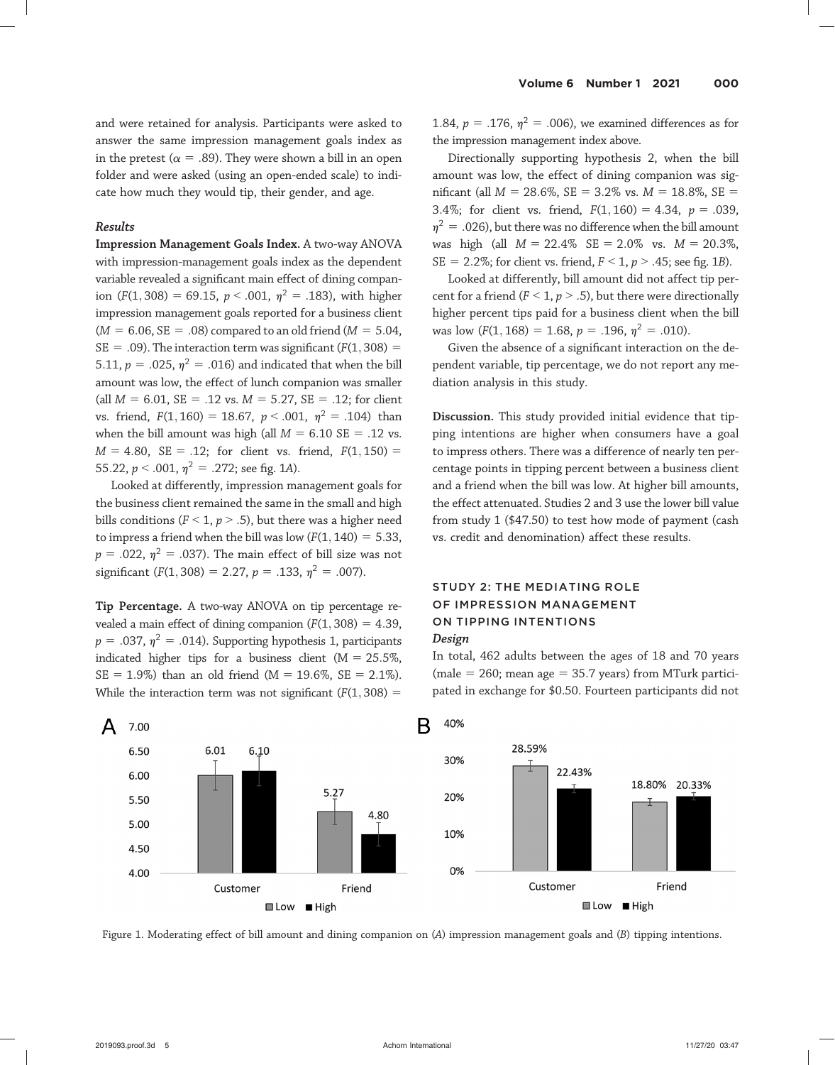and were retained for analysis. Participants were asked to answer the same impression management goals index as in the pretest ($\alpha = .89$). They were shown a bill in an open folder and were asked (using an open-ended scale) to indicate how much they would tip, their gender, and age.

### *Results*

**Impression Management Goals Index.** A two-way ANOVA with impression-management goals index as the dependent variable revealed a significant main effect of dining companion ($F(1, 308) = 69.15$, $p < .001$, $\eta^2 = .183$), with higher impression management goals reported for a business client ($M = 6.06$, $SE = .08$) compared to an old friend ($M = 5.04$, $SE = .09$). The interaction term was significant ($F(1, 308) = 5.11$, $p = .025$, $\eta^2 = .016$) and indicated that when the bill amount was low, the effect of lunch companion was smaller (all $M = 6.01$, $SE = .12$ vs. $M = 5.27$, $SE = .12$; for client vs. friend, $F(1, 160) = 18.67$, $p < .001$, $\eta^2 = .104$) than when the bill amount was high (all $M = 6.10$ $SE = .12$ vs. $M = 4.80$, $SE = .12$; for client vs. friend, $F(1, 150) = 55.22$, $p < .001$, $\eta^2 = .272$; see fig. 1*A*).

Looked at differently, impression management goals for the business client remained the same in the small and high bills conditions ($F < 1$, $p > .5$), but there was a higher need to impress a friend when the bill was low ($F(1, 140) = 5.33$, $p = .022$, $\eta^2 = .037$). The main effect of bill size was not significant ($F(1, 308) = 2.27$, $p = .133$, $\eta^2 = .007$).

**Tip Percentage.** A two-way ANOVA on tip percentage revealed a main effect of dining companion ($F(1, 308) = 4.39$, $p = .037$, $\eta^2 = .014$). Supporting hypothesis 1, participants indicated higher tips for a business client ($M = 25.5\%$, $SE = 1.9\%$) than an old friend ($M = 19.6\%$, $SE = 2.1\%$). While the interaction term was not significant ($F(1, 308) = 1.84$, $p = .176$, $\eta^2 = .006$), we examined differences as for the impression management index above.

Directionally supporting hypothesis 2, when the bill amount was low, the effect of dining companion was significant (all $M = 28.6\%$, $SE = 3.2\%$ vs. $M = 18.8\%$, $SE = 3.4\%$; for client vs. friend, $F(1, 160) = 4.34$, $p = .039$, $\eta^2 = .026$), but there was no difference when the bill amount was high (all $M = 22.4\%$ $SE = 2.0\%$ vs. $M = 20.3\%$, $SE = 2.2\%$; for client vs. friend, $F < 1$, $p > .45$; see fig. 1*B*).

Looked at differently, bill amount did not affect tip percent for a friend ($F < 1$, $p > .5$), but there were directionally higher percent tips paid for a business client when the bill was low ($F(1, 168) = 1.68$, $p = .196$, $\eta^2 = .010$).

Given the absence of a significant interaction on the dependent variable, tip percentage, we do not report any mediation analysis in this study.

**Discussion.** This study provided initial evidence that tipping intentions are higher when consumers have a goal to impress others. There was a difference of nearly ten percentage points in tipping percent between a business client and a friend when the bill was low. At higher bill amounts, the effect attenuated. Studies 2 and 3 use the lower bill value from study 1 ($47.50) to test how mode of payment (cash vs. credit and denomination) affect these results.

## STUDY 2: THE MEDIATING ROLE OF IMPRESSION MANAGEMENT ON TIPPING INTENTIONS

### *Design*

In total, 462 adults between the ages of 18 and 70 years (male = 260; mean age = 35.7 years) from MTurk participated in exchange for $0.50. Fourteen participants did not

Figure 1. Moderating effect of bill amount and dining companion on (*A*) impression management goals and (*B*) tipping intentions.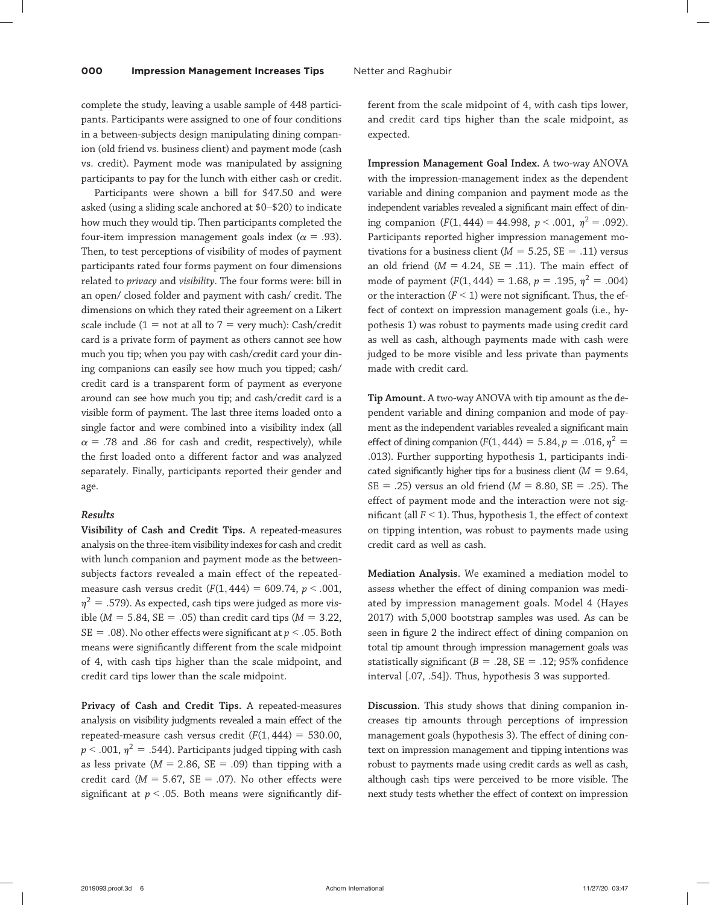complete the study, leaving a usable sample of 448 participants. Participants were assigned to one of four conditions in a between-subjects design manipulating dining companion (old friend vs. business client) and payment mode (cash vs. credit). Payment mode was manipulated by assigning participants to pay for the lunch with either cash or credit.

Participants were shown a bill for \$47.50 and were asked (using a sliding scale anchored at \$0–\$20) to indicate how much they would tip. Then participants completed the four-item impression management goals index ($\alpha = .93$). Then, to test perceptions of visibility of modes of payment participants rated four forms payment on four dimensions related to *privacy* and *visibility*. The four forms were: bill in an open/ closed folder and payment with cash/ credit. The dimensions on which they rated their agreement on a Likert scale include (1 = not at all to 7 = very much): Cash/credit card is a private form of payment as others cannot see how much you tip; when you pay with cash/credit card your dining companions can easily see how much you tipped; cash/ credit card is a transparent form of payment as everyone around can see how much you tip; and cash/credit card is a visible form of payment. The last three items loaded onto a single factor and were combined into a visibility index (all $\alpha = .78$ and .86 for cash and credit, respectively), while the first loaded onto a different factor and was analyzed separately. Finally, participants reported their gender and age.

### *Results*

**Visibility of Cash and Credit Tips.** A repeated-measures analysis on the three-item visibility indexes for cash and credit with lunch companion and payment mode as the between-subjects factors revealed a main effect of the repeated-measure cash versus credit ($F(1, 444) = 609.74$, $p < .001$, $\eta^2 = .579$). As expected, cash tips were judged as more visible ($M = 5.84$, $SE = .05$) than credit card tips ($M = 3.22$, $SE = .08$). No other effects were significant at $p < .05$. Both means were significantly different from the scale midpoint of 4, with cash tips higher than the scale midpoint, and credit card tips lower than the scale midpoint.

**Privacy of Cash and Credit Tips.** A repeated-measures analysis on visibility judgments revealed a main effect of the repeated-measure cash versus credit ($F(1, 444) = 530.00$, $p < .001$, $\eta^2 = .544$). Participants judged tipping with cash as less private ($M = 2.86$, $SE = .09$) than tipping with a credit card ($M = 5.67$, $SE = .07$). No other effects were significant at $p < .05$. Both means were significantly different from the scale midpoint of 4, with cash tips lower, and credit card tips higher than the scale midpoint, as expected.

**Impression Management Goal Index.** A two-way ANOVA with the impression-management index as the dependent variable and dining companion and payment mode as the independent variables revealed a significant main effect of dining companion ($F(1, 444) = 44.998$, $p < .001$, $\eta^2 = .092$). Participants reported higher impression management motivations for a business client ($M = 5.25$, $SE = .11$) versus an old friend ($M = 4.24$, $SE = .11$). The main effect of mode of payment ($F(1, 444) = 1.68$, $p = .195$, $\eta^2 = .004$) or the interaction ($F < 1$) were not significant. Thus, the effect of context on impression management goals (i.e., hypothesis 1) was robust to payments made using credit card as well as cash, although payments made with cash were judged to be more visible and less private than payments made with credit card.

**Tip Amount.** A two-way ANOVA with tip amount as the dependent variable and dining companion and mode of payment as the independent variables revealed a significant main effect of dining companion ($F(1, 444) = 5.84$, $p = .016$, $\eta^2 = .013$). Further supporting hypothesis 1, participants indicated significantly higher tips for a business client ($M = 9.64$, $SE = .25$) versus an old friend ($M = 8.80$, $SE = .25$). The effect of payment mode and the interaction were not significant (all $F < 1$). Thus, hypothesis 1, the effect of context on tipping intention, was robust to payments made using credit card as well as cash.

**Mediation Analysis.** We examined a mediation model to assess whether the effect of dining companion was mediated by impression management goals. Model 4 (Hayes 2017) with 5,000 bootstrap samples was used. As can be seen in figure 2 the indirect effect of dining companion on total tip amount through impression management goals was statistically significant ($B = .28$, $SE = .12$; 95% confidence interval [.07, .54]). Thus, hypothesis 3 was supported.

**Discussion.** This study shows that dining companion increases tip amounts through perceptions of impression management goals (hypothesis 3). The effect of dining context on impression management and tipping intentions was robust to payments made using credit cards as well as cash, although cash tips were perceived to be more visible. The next study tests whether the effect of context on impression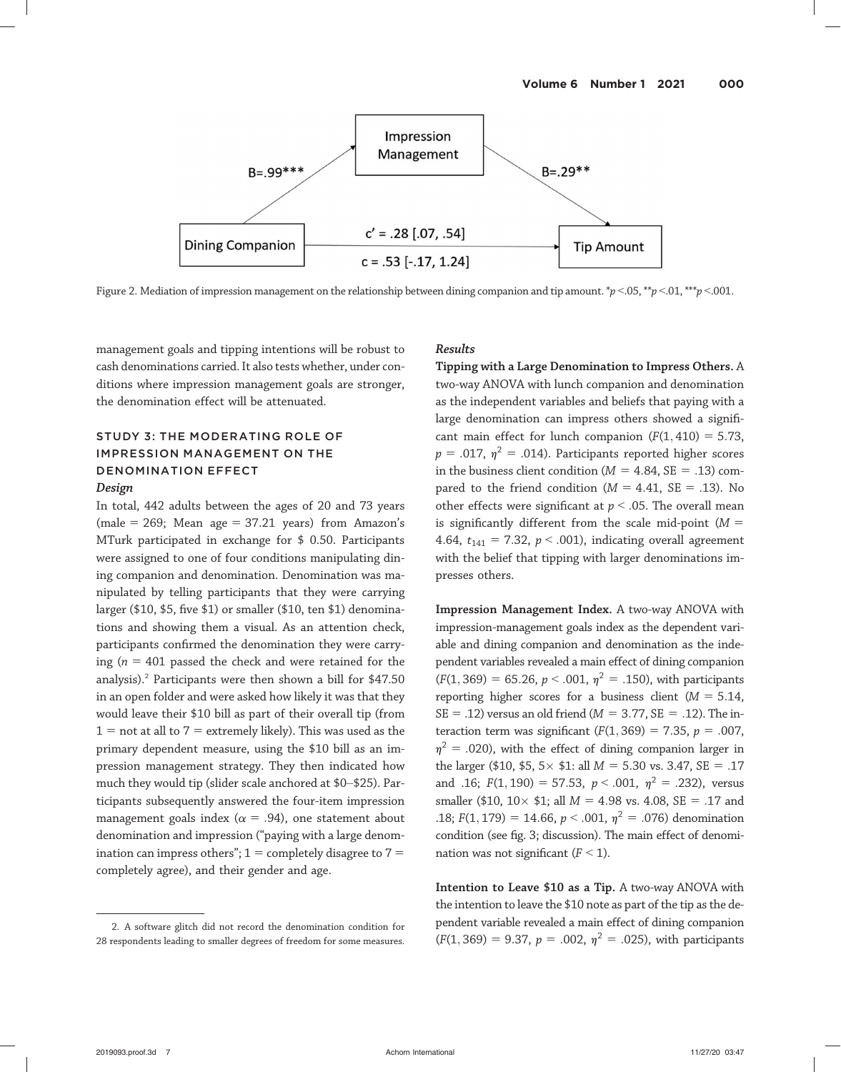Figure 2. Mediation of impression management on the relationship between dining companion and tip amount. *$p$ <.05, **$p$ <.01, ***$p$ <.001.

management goals and tipping intentions will be robust to cash denominations carried. It also tests whether, under conditions where impression management goals are stronger, the denomination effect will be attenuated.

## STUDY 3: THE MODERATING ROLE OF IMPRESSION MANAGEMENT ON THE DENOMINATION EFFECT

### *Design*

In total, 442 adults between the ages of 20 and 73 years (male = 269; Mean age = 37.21 years) from Amazon's MTurk participated in exchange for \$ 0.50. Participants were assigned to one of four conditions manipulating dining companion and denomination. Denomination was manipulated by telling participants that they were carrying larger (\$10, \$5, five \$1) or smaller (\$10, ten \$1) denominations and showing them a visual. As an attention check, participants confirmed the denomination they were carrying ($n$ = 401 passed the check and were retained for the analysis).[2] Participants were then shown a bill for \$47.50 in an open folder and were asked how likely it was that they would leave their \$10 bill as part of their overall tip (from 1 = not at all to 7 = extremely likely). This was used as the primary dependent measure, using the \$10 bill as an impression management strategy. They then indicated how much they would tip (slider scale anchored at \$0–\$25). Participants subsequently answered the four-item impression management goals index ($\alpha$ = .94), one statement about denomination and impression ("paying with a large denomination can impress others"; 1 = completely disagree to 7 = completely agree), and their gender and age.

### *Results*

**Tipping with a Large Denomination to Impress Others.** A two-way ANOVA with lunch companion and denomination as the independent variables and beliefs that paying with a large denomination can impress others showed a significant main effect for lunch companion ($F(1, 410) = 5.73$, $p = .017$, $\eta^2 = .014$). Participants reported higher scores in the business client condition ($M = 4.84$, $SE = .13$) compared to the friend condition ($M = 4.41$, $SE = .13$). No other effects were significant at $p < .05$. The overall mean is significantly different from the scale mid-point ($M = 4.64$, $t_{141} = 7.32$, $p < .001$), indicating overall agreement with the belief that tipping with larger denominations impresses others.

**Impression Management Index.** A two-way ANOVA with impression-management goals index as the dependent variable and dining companion and denomination as the independent variables revealed a main effect of dining companion ($F(1, 369) = 65.26$, $p < .001$, $\eta^2 = .150$), with participants reporting higher scores for a business client ($M = 5.14$, $SE = .12$) versus an old friend ($M = 3.77$, $SE = .12$). The interaction term was significant ($F(1, 369) = 7.35$, $p = .007$, $\eta^2 = .020$), with the effect of dining companion larger in the larger (\$10, \$5, 5× \$1: all $M = 5.30$ vs. 3.47, $SE = .17$ and .16; $F(1, 190) = 57.53$, $p < .001$, $\eta^2 = .232$), versus smaller (\$10, 10× \$1; all $M = 4.98$ vs. 4.08, $SE = .17$ and .18; $F(1, 179) = 14.66$, $p < .001$, $\eta^2 = .076$) denomination condition (see fig. 3; discussion). The main effect of denomination was not significant ($F < 1$).

**Intention to Leave \$10 as a Tip.** A two-way ANOVA with the intention to leave the \$10 note as part of the tip as the dependent variable revealed a main effect of dining companion ($F(1, 369) = 9.37$, $p = .002$, $\eta^2 = .025$), with participants

2. A software glitch did not record the denomination condition for 28 respondents leading to smaller degrees of freedom for some measures.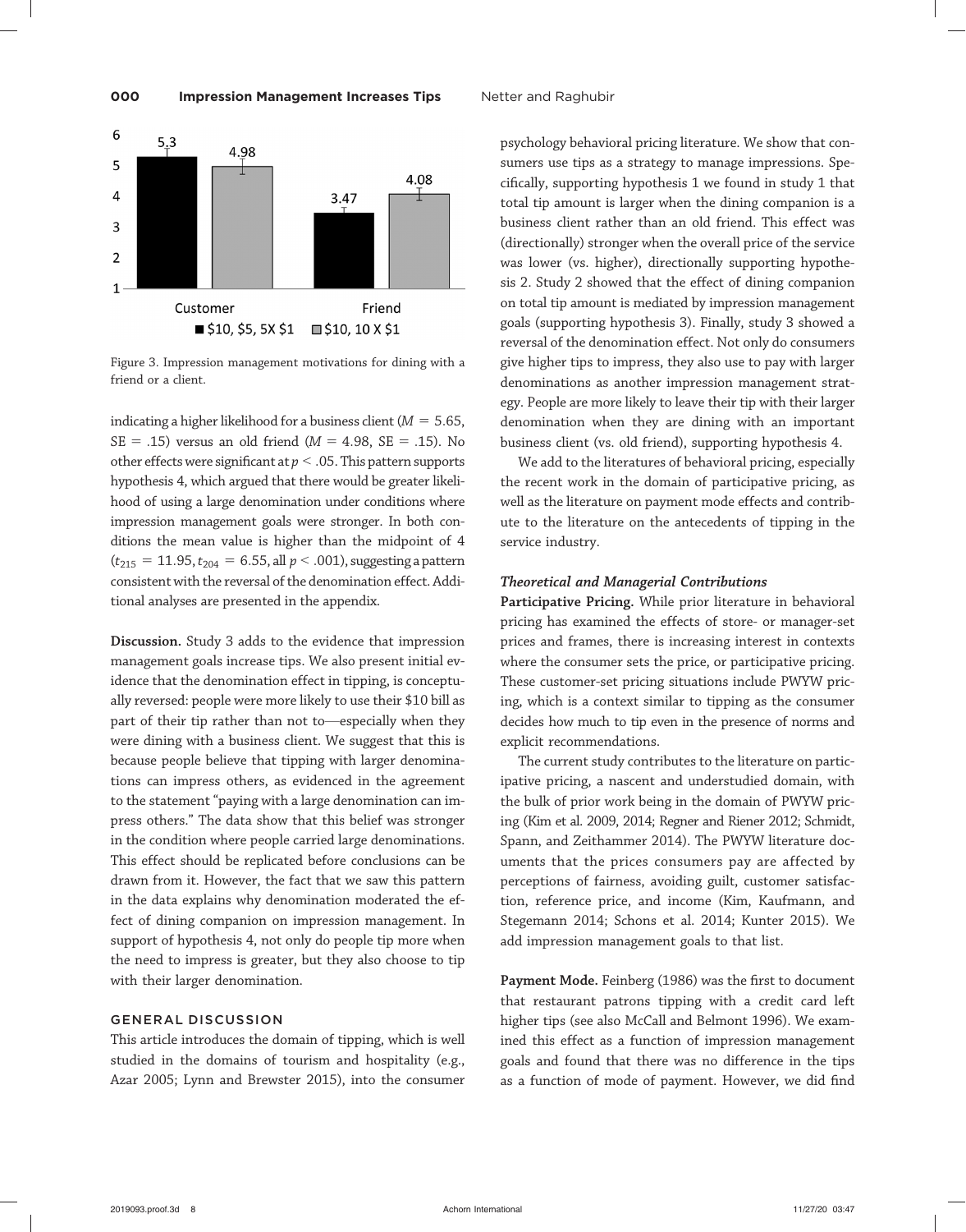Figure 3. Impression management motivations for dining with a friend or a client.

indicating a higher likelihood for a business client ($M = 5.65$, $SE = .15$) versus an old friend ($M = 4.98$, $SE = .15$). No other effects were significant at $p < .05$. This pattern supports hypothesis 4, which argued that there would be greater likelihood of using a large denomination under conditions where impression management goals were stronger. In both conditions the mean value is higher than the midpoint of 4 ($t_{215} = 11.95$, $t_{204} = 6.55$, all $p < .001$), suggesting a pattern consistent with the reversal of the denomination effect. Additional analyses are presented in the appendix.

**Discussion.** Study 3 adds to the evidence that impression management goals increase tips. We also present initial evidence that the denomination effect in tipping, is conceptually reversed: people were more likely to use their $10 bill as part of their tip rather than not to—especially when they were dining with a business client. We suggest that this is because people believe that tipping with larger denominations can impress others, as evidenced in the agreement to the statement "paying with a large denomination can impress others." The data show that this belief was stronger in the condition where people carried large denominations. This effect should be replicated before conclusions can be drawn from it. However, the fact that we saw this pattern in the data explains why denomination moderated the effect of dining companion on impression management. In support of hypothesis 4, not only do people tip more when the need to impress is greater, but they also choose to tip with their larger denomination.

## GENERAL DISCUSSION

This article introduces the domain of tipping, which is well studied in the domains of tourism and hospitality (e.g., Azar 2005; Lynn and Brewster 2015), into the consumer psychology behavioral pricing literature. We show that consumers use tips as a strategy to manage impressions. Specifically, supporting hypothesis 1 we found in study 1 that total tip amount is larger when the dining companion is a business client rather than an old friend. This effect was (directionally) stronger when the overall price of the service was lower (vs. higher), directionally supporting hypothesis 2. Study 2 showed that the effect of dining companion on total tip amount is mediated by impression management goals (supporting hypothesis 3). Finally, study 3 showed a reversal of the denomination effect. Not only do consumers give higher tips to impress, they also use to pay with larger denominations as another impression management strategy. People are more likely to leave their tip with their larger denomination when they are dining with an important business client (vs. old friend), supporting hypothesis 4.

We add to the literatures of behavioral pricing, especially the recent work in the domain of participative pricing, as well as the literature on payment mode effects and contribute to the literature on the antecedents of tipping in the service industry.

### *Theoretical and Managerial Contributions*

**Participative Pricing.** While prior literature in behavioral pricing has examined the effects of store- or manager-set prices and frames, there is increasing interest in contexts where the consumer sets the price, or participative pricing. These customer-set pricing situations include PWYW pricing, which is a context similar to tipping as the consumer decides how much to tip even in the presence of norms and explicit recommendations.

The current study contributes to the literature on participative pricing, a nascent and understudied domain, with the bulk of prior work being in the domain of PWYW pricing (Kim et al. 2009, 2014; Regner and Riener 2012; Schmidt, Spann, and Zeithammer 2014). The PWYW literature documents that the prices consumers pay are affected by perceptions of fairness, avoiding guilt, customer satisfaction, reference price, and income (Kim, Kaufmann, and Stegemann 2014; Schons et al. 2014; Kunter 2015). We add impression management goals to that list.

**Payment Mode.** Feinberg (1986) was the first to document that restaurant patrons tipping with a credit card left higher tips (see also McCall and Belmont 1996). We examined this effect as a function of impression management goals and found that there was no difference in the tips as a function of mode of payment. However, we did find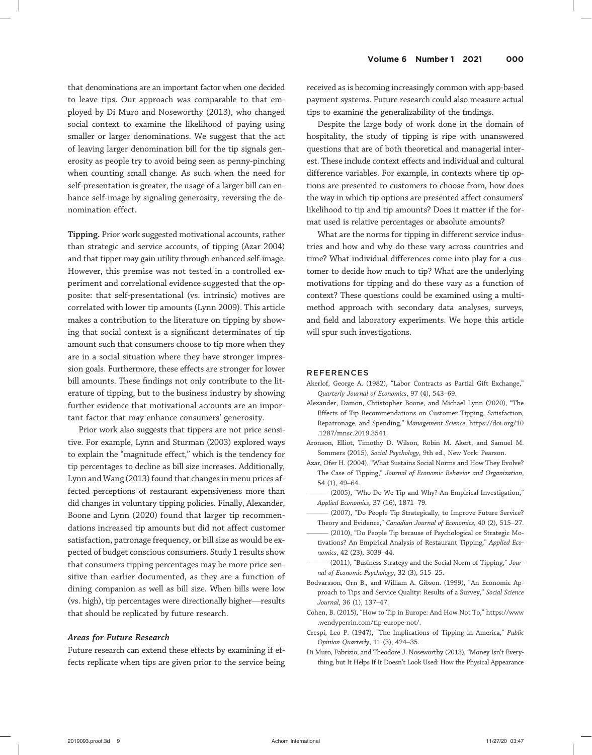that denominations are an important factor when one decided to leave tips. Our approach was comparable to that employed by Di Muro and Noseworthy (2013), who changed social context to examine the likelihood of paying using smaller or larger denominations. We suggest that the act of leaving larger denomination bill for the tip signals generosity as people try to avoid being seen as penny-pinching when counting small change. As such when the need for self-presentation is greater, the usage of a larger bill can enhance self-image by signaling generosity, reversing the denomination effect.

**Tipping.** Prior work suggested motivational accounts, rather than strategic and service accounts, of tipping (Azar 2004) and that tipper may gain utility through enhanced self-image. However, this premise was not tested in a controlled experiment and correlational evidence suggested that the opposite: that self-presentational (vs. intrinsic) motives are correlated with lower tip amounts (Lynn 2009). This article makes a contribution to the literature on tipping by showing that social context is a significant determinates of tip amount such that consumers choose to tip more when they are in a social situation where they have stronger impression goals. Furthermore, these effects are stronger for lower bill amounts. These findings not only contribute to the literature of tipping, but to the business industry by showing further evidence that motivational accounts are an important factor that may enhance consumers' generosity.

Prior work also suggests that tippers are not price sensitive. For example, Lynn and Sturman (2003) explored ways to explain the "magnitude effect," which is the tendency for tip percentages to decline as bill size increases. Additionally, Lynn and Wang (2013) found that changes in menu prices affected perceptions of restaurant expensiveness more than did changes in voluntary tipping policies. Finally, Alexander, Boone and Lynn (2020) found that larger tip recommendations increased tip amounts but did not affect customer satisfaction, patronage frequency, or bill size as would be expected of budget conscious consumers. Study 1 results show that consumers tipping percentages may be more price sensitive than earlier documented, as they are a function of dining companion as well as bill size. When bills were low (vs. high), tip percentages were directionally higher—results that should be replicated by future research.

### *Areas for Future Research*

Future research can extend these effects by examining if effects replicate when tips are given prior to the service being received as is becoming increasingly common with app-based payment systems. Future research could also measure actual tips to examine the generalizability of the findings.

Despite the large body of work done in the domain of hospitality, the study of tipping is ripe with unanswered questions that are of both theoretical and managerial interest. These include context effects and individual and cultural difference variables. For example, in contexts where tip options are presented to customers to choose from, how does the way in which tip options are presented affect consumers' likelihood to tip and tip amounts? Does it matter if the format used is relative percentages or absolute amounts?

What are the norms for tipping in different service industries and how and why do these vary across countries and time? What individual differences come into play for a customer to decide how much to tip? What are the underlying motivations for tipping and do these vary as a function of context? These questions could be examined using a multimethod approach with secondary data analyses, surveys, and field and laboratory experiments. We hope this article will spur such investigations.

## REFERENCES

Akerlof, George A. (1982), "Labor Contracts as Partial Gift Exchange," *Quarterly Journal of Economics*, 97 (4), 543–69.

Alexander, Damon, Chtistopher Boone, and Michael Lynn (2020), "The Effects of Tip Recommendations on Customer Tipping, Satisfaction, Repatronage, and Spending," *Management Science*. https://doi.org/10.1287/mnsc.2019.3541.

Aronson, Elliot, Timothy D. Wilson, Robin M. Akert, and Samuel M. Sommers (2015), *Social Psychology*, 9th ed., New York: Pearson.

Azar, Ofer H. (2004), "What Sustains Social Norms and How They Evolve? The Case of Tipping," *Journal of Economic Behavior and Organization*, 54 (1), 49–64.

——— (2005), "Who Do We Tip and Why? An Empirical Investigation," *Applied Economics*, 37 (16), 1871–79.

——— (2007), "Do People Tip Strategically, to Improve Future Service? Theory and Evidence," *Canadian Journal of Economics*, 40 (2), 515–27.

——— (2010), "Do People Tip because of Psychological or Strategic Motivations? An Empirical Analysis of Restaurant Tipping," *Applied Economics*, 42 (23), 3039–44.

——— (2011), "Business Strategy and the Social Norm of Tipping," *Journal of Economic Psychology*, 32 (3), 515–25.

Bodvarsson, Orn B., and William A. Gibson. (1999), "An Economic Approach to Tips and Service Quality: Results of a Survey," *Social Science Journal*, 36 (1), 137–47.

Cohen, B. (2015), "How to Tip in Europe: And How Not To," https://www.wendyperrin.com/tip-europe-not/.

Crespi, Leo P. (1947), "The Implications of Tipping in America," *Public Opinion Quarterly*, 11 (3), 424–35.

Di Muro, Fabrizio, and Theodore J. Noseworthy (2013), "Money Isn't Everything, but It Helps If It Doesn't Look Used: How the Physical Appearance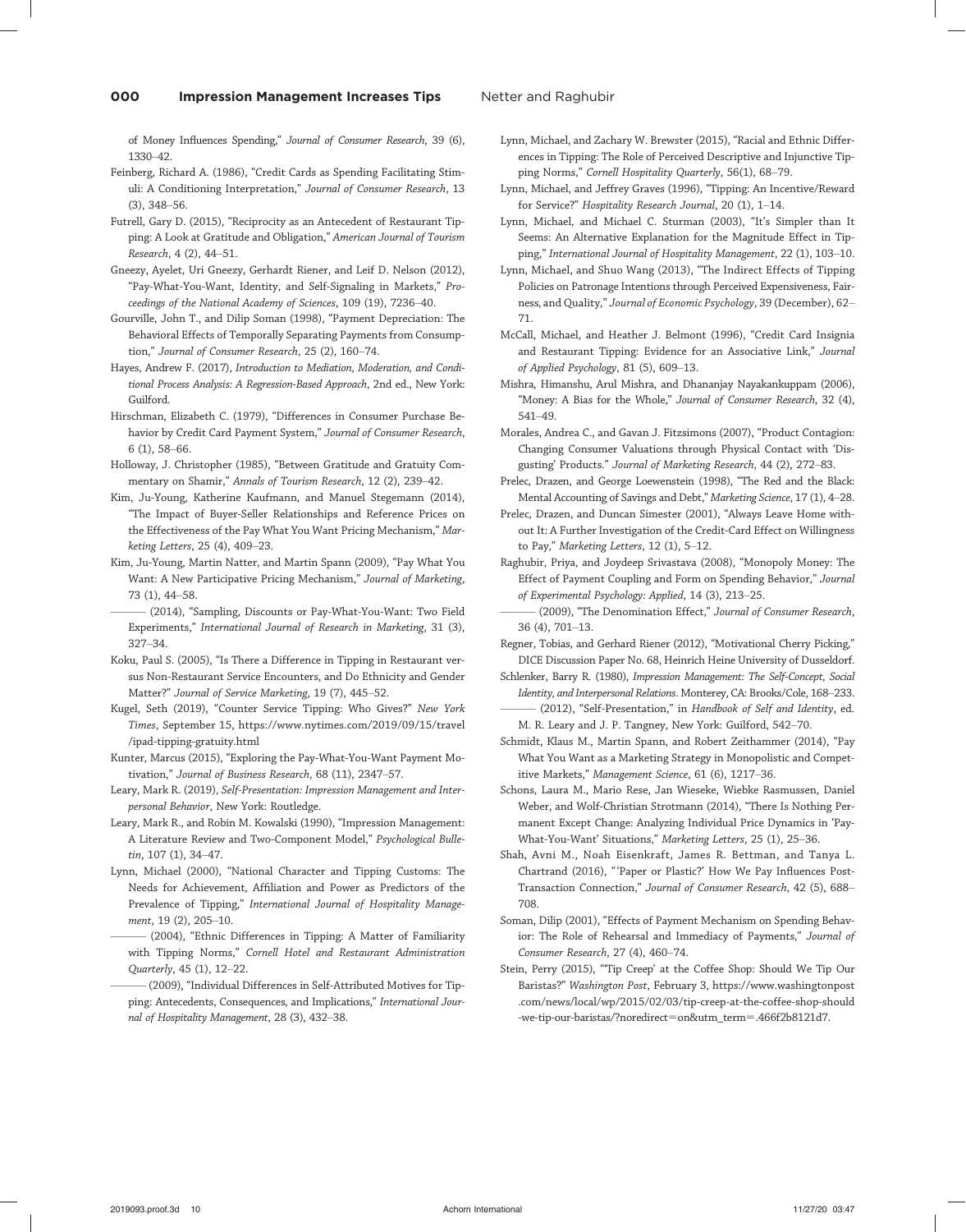of Money Influences Spending," *Journal of Consumer Research*, 39 (6), 1330–42.

Feinberg, Richard A. (1986), "Credit Cards as Spending Facilitating Stimuli: A Conditioning Interpretation," *Journal of Consumer Research*, 13 (3), 348–56.

Futrell, Gary D. (2015), "Reciprocity as an Antecedent of Restaurant Tipping: A Look at Gratitude and Obligation," *American Journal of Tourism Research*, 4 (2), 44–51.

Gneezy, Ayelet, Uri Gneezy, Gerhardt Riener, and Leif D. Nelson (2012), "Pay-What-You-Want, Identity, and Self-Signaling in Markets," *Proceedings of the National Academy of Sciences*, 109 (19), 7236–40.

Gourville, John T., and Dilip Soman (1998), "Payment Depreciation: The Behavioral Effects of Temporally Separating Payments from Consumption," *Journal of Consumer Research*, 25 (2), 160–74.

Hayes, Andrew F. (2017), *Introduction to Mediation, Moderation, and Conditional Process Analysis: A Regression-Based Approach*, 2nd ed., New York: Guilford.

Hirschman, Elizabeth C. (1979), "Differences in Consumer Purchase Behavior by Credit Card Payment System," *Journal of Consumer Research*, 6 (1), 58–66.

Holloway, J. Christopher (1985), "Between Gratitude and Gratuity Commentary on Shamir," *Annals of Tourism Research*, 12 (2), 239–42.

Kim, Ju-Young, Katherine Kaufmann, and Manuel Stegemann (2014), "The Impact of Buyer-Seller Relationships and Reference Prices on the Effectiveness of the Pay What You Want Pricing Mechanism," *Marketing Letters*, 25 (4), 409–23.

Kim, Ju-Young, Martin Natter, and Martin Spann (2009), "Pay What You Want: A New Participative Pricing Mechanism," *Journal of Marketing*, 73 (1), 44–58.

——— (2014), "Sampling, Discounts or Pay-What-You-Want: Two Field Experiments," *International Journal of Research in Marketing*, 31 (3), 327–34.

Koku, Paul S. (2005), "Is There a Difference in Tipping in Restaurant versus Non-Restaurant Service Encounters, and Do Ethnicity and Gender Matter?" *Journal of Service Marketing*, 19 (7), 445–52.

Kugel, Seth (2019), "Counter Service Tipping: Who Gives?" *New York Times*, September 15, https://www.nytimes.com/2019/09/15/travel/ipad-tipping-gratuity.html

Kunter, Marcus (2015), "Exploring the Pay-What-You-Want Payment Motivation," *Journal of Business Research*, 68 (11), 2347–57.

Leary, Mark R. (2019), *Self-Presentation: Impression Management and Interpersonal Behavior*, New York: Routledge.

Leary, Mark R., and Robin M. Kowalski (1990), "Impression Management: A Literature Review and Two-Component Model," *Psychological Bulletin*, 107 (1), 34–47.

Lynn, Michael (2000), "National Character and Tipping Customs: The Needs for Achievement, Affiliation and Power as Predictors of the Prevalence of Tipping," *International Journal of Hospitality Management*, 19 (2), 205–10.

——— (2004), "Ethnic Differences in Tipping: A Matter of Familiarity with Tipping Norms," *Cornell Hotel and Restaurant Administration Quarterly*, 45 (1), 12–22.

——— (2009), "Individual Differences in Self-Attributed Motives for Tipping: Antecedents, Consequences, and Implications," *International Journal of Hospitality Management*, 28 (3), 432–38.

Lynn, Michael, and Zachary W. Brewster (2015), "Racial and Ethnic Differences in Tipping: The Role of Perceived Descriptive and Injunctive Tipping Norms," *Cornell Hospitality Quarterly*, 56(1), 68–79.

Lynn, Michael, and Jeffrey Graves (1996), "Tipping: An Incentive/Reward for Service?" *Hospitality Research Journal*, 20 (1), 1–14.

Lynn, Michael, and Michael C. Sturman (2003), "It's Simpler than It Seems: An Alternative Explanation for the Magnitude Effect in Tipping," *International Journal of Hospitality Management*, 22 (1), 103–10.

Lynn, Michael, and Shuo Wang (2013), "The Indirect Effects of Tipping Policies on Patronage Intentions through Perceived Expensiveness, Fairness, and Quality," *Journal of Economic Psychology*, 39 (December), 62–71.

McCall, Michael, and Heather J. Belmont (1996), "Credit Card Insignia and Restaurant Tipping: Evidence for an Associative Link," *Journal of Applied Psychology*, 81 (5), 609–13.

Mishra, Himanshu, Arul Mishra, and Dhananjay Nayakankuppam (2006), "Money: A Bias for the Whole," *Journal of Consumer Research*, 32 (4), 541–49.

Morales, Andrea C., and Gavan J. Fitzsimons (2007), "Product Contagion: Changing Consumer Valuations through Physical Contact with 'Disgusting' Products." *Journal of Marketing Research*, 44 (2), 272–83.

Prelec, Drazen, and George Loewenstein (1998), "The Red and the Black: Mental Accounting of Savings and Debt," *Marketing Science*, 17 (1), 4–28.

Prelec, Drazen, and Duncan Simester (2001), "Always Leave Home without It: A Further Investigation of the Credit-Card Effect on Willingness to Pay," *Marketing Letters*, 12 (1), 5–12.

Raghubir, Priya, and Joydeep Srivastava (2008), "Monopoly Money: The Effect of Payment Coupling and Form on Spending Behavior," *Journal of Experimental Psychology: Applied*, 14 (3), 213–25.

——— (2009), "The Denomination Effect," *Journal of Consumer Research*, 36 (4), 701–13.

Regner, Tobias, and Gerhard Riener (2012), "Motivational Cherry Picking," DICE Discussion Paper No. 68, Heinrich Heine University of Dusseldorf.

Schlenker, Barry R. (1980), *Impression Management: The Self-Concept, Social Identity, and Interpersonal Relations*. Monterey, CA: Brooks/Cole, 168–233.

——— (2012), "Self-Presentation," in *Handbook of Self and Identity*, ed. M. R. Leary and J. P. Tangney, New York: Guilford, 542–70.

Schmidt, Klaus M., Martin Spann, and Robert Zeithammer (2014), "Pay What You Want as a Marketing Strategy in Monopolistic and Competitive Markets," *Management Science*, 61 (6), 1217–36.

Schons, Laura M., Mario Rese, Jan Wieseke, Wiebke Rasmussen, Daniel Weber, and Wolf-Christian Strotmann (2014), "There Is Nothing Permanent Except Change: Analyzing Individual Price Dynamics in 'Pay-What-You-Want' Situations," *Marketing Letters*, 25 (1), 25–36.

Shah, Avni M., Noah Eisenkraft, James R. Bettman, and Tanya L. Chartrand (2016), "'Paper or Plastic?' How We Pay Influences Post-Transaction Connection," *Journal of Consumer Research*, 42 (5), 688–708.

Soman, Dilip (2001), "Effects of Payment Mechanism on Spending Behavior: The Role of Rehearsal and Immediacy of Payments," *Journal of Consumer Research*, 27 (4), 460–74.

Stein, Perry (2015), "'Tip Creep' at the Coffee Shop: Should We Tip Our Baristas?" *Washington Post*, February 3, https://www.washingtonpost.com/news/local/wp/2015/02/03/tip-creep-at-the-coffee-shop-should-we-tip-our-baristas/?noredirect=on&utm_term=.466f2b8121d7.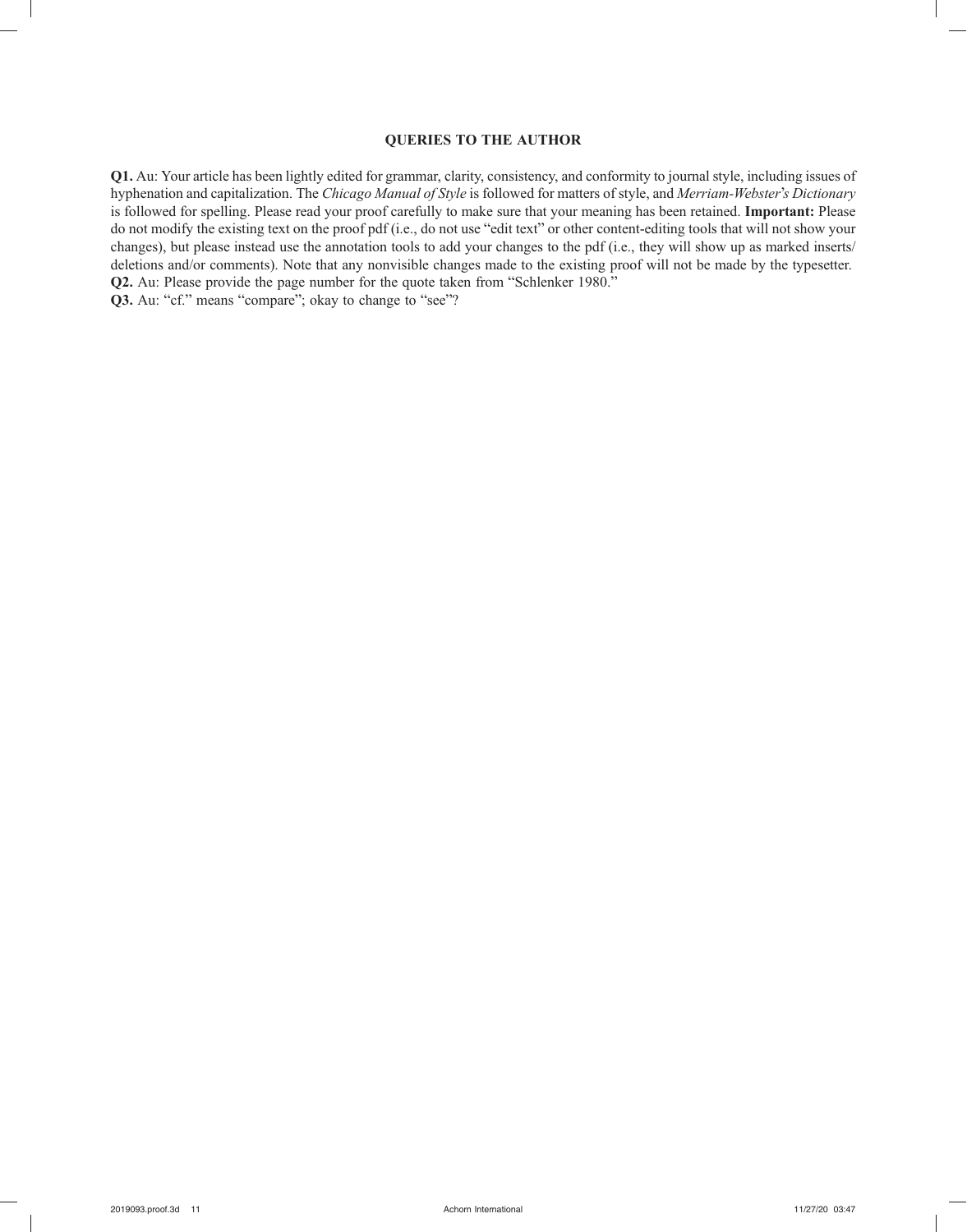## QUERIES TO THE AUTHOR

**Q1.** Au: Your article has been lightly edited for grammar, clarity, consistency, and conformity to journal style, including issues of hyphenation and capitalization. The *Chicago Manual of Style* is followed for matters of style, and *Merriam-Webster's Dictionary* is followed for spelling. Please read your proof carefully to make sure that your meaning has been retained. **Important:** Please do not modify the existing text on the proof pdf (i.e., do not use "edit text" or other content-editing tools that will not show your changes), but please instead use the annotation tools to add your changes to the pdf (i.e., they will show up as marked inserts/ deletions and/or comments). Note that any nonvisible changes made to the existing proof will not be made by the typesetter.

**Q2.** Au: Please provide the page number for the quote taken from "Schlenker 1980."

**Q3.** Au: "cf." means "compare"; okay to change to "see"?